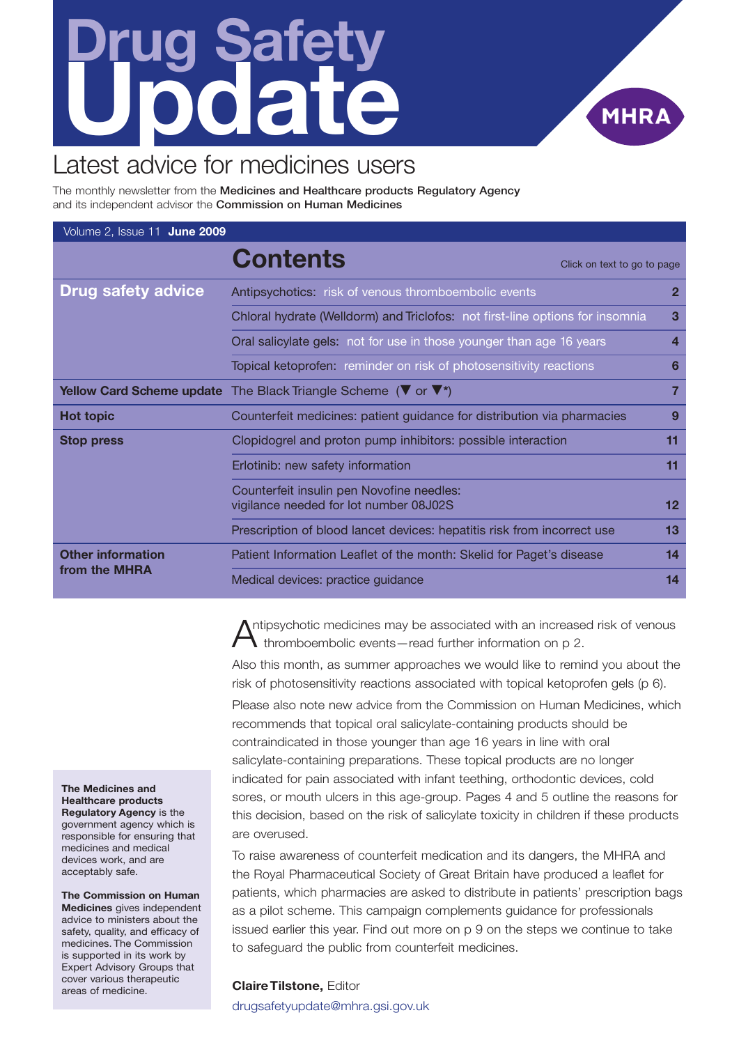# Drug Safety Update

## Latest advice for medicines users

The monthly newsletter from the **Medicines and Healthcare products Regulatory Agency** and its independent advisor the **Commission on Human Medicines**

Volume 2, Issue 11 **June 2009**

## Contents

Click on text to go to page

| | | |
|---|---|---|
| **Drug safety advice** | Antipsychotics: risk of venous thromboembolic events | 2 |
| | Chloral hydrate (Welldorm) and Triclofos: not first-line options for insomnia | 3 |
| | Oral salicylate gels: not for use in those younger than age 16 years | 4 |
| | Topical ketoprofen: reminder on risk of photosensitivity reactions | 6 |
| **Yellow Card Scheme update** | The Black Triangle Scheme (▼ or ▼*) | 7 |
| **Hot topic** | Counterfeit medicines: patient guidance for distribution via pharmacies | 9 |
| **Stop press** | Clopidogrel and proton pump inhibitors: possible interaction | 11 |
| | Erlotinib: new safety information | 11 |
| | Counterfeit insulin pen Novofine needles: vigilance needed for lot number 08J02S | 12 |
| | Prescription of blood lancet devices: hepatitis risk from incorrect use | 13 |
| **Other information from the MHRA** | Patient Information Leaflet of the month: Skelid for Paget's disease | 14 |
| | Medical devices: practice guidance | 14 |

Antipsychotic medicines may be associated with an increased risk of venous thromboembolic events—read further information on p 2.

Also this month, as summer approaches we would like to remind you about the risk of photosensitivity reactions associated with topical ketoprofen gels (p 6).

Please also note new advice from the Commission on Human Medicines, which recommends that topical oral salicylate-containing products should be contraindicated in those younger than age 16 years in line with oral salicylate-containing preparations. These topical products are no longer indicated for pain associated with infant teething, orthodontic devices, cold sores, or mouth ulcers in this age-group. Pages 4 and 5 outline the reasons for this decision, based on the risk of salicylate toxicity in children if these products are overused.

To raise awareness of counterfeit medication and its dangers, the MHRA and the Royal Pharmaceutical Society of Great Britain have produced a leaflet for patients, which pharmacies are asked to distribute in patients' prescription bags as a pilot scheme. This campaign complements guidance for professionals issued earlier this year. Find out more on p 9 on the steps we continue to take to safeguard the public from counterfeit medicines.

**Claire Tilstone,** Editor
drugsafetyupdate@mhra.gsi.gov.uk

**The Medicines and Healthcare products Regulatory Agency** is the government agency which is responsible for ensuring that medicines and medical devices work, and are acceptably safe.

**The Commission on Human Medicines** gives independent advice to ministers about the safety, quality, and efficacy of medicines. The Commission is supported in its work by Expert Advisory Groups that cover various therapeutic areas of medicine.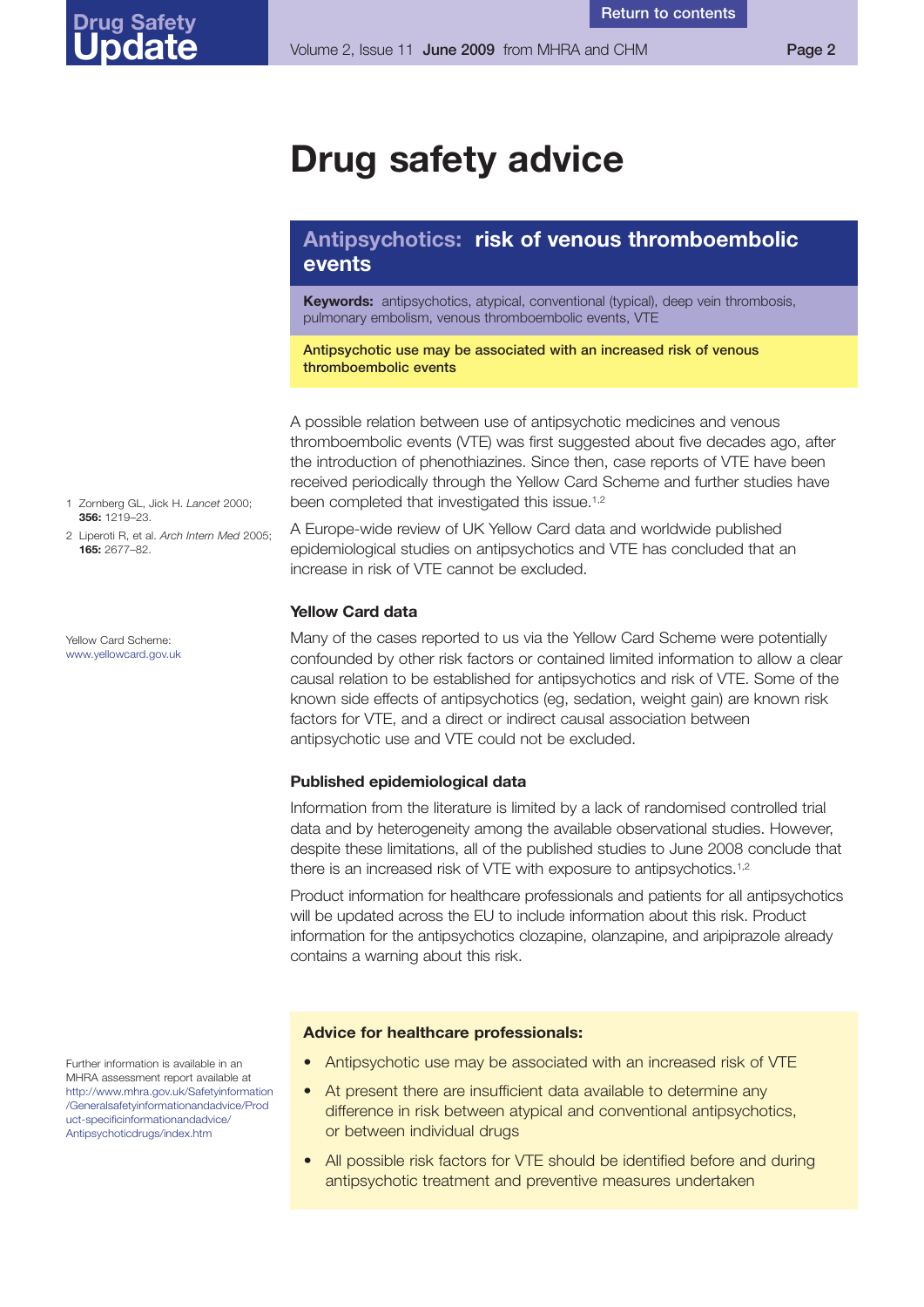# Drug safety advice

## Antipsychotics: risk of venous thromboembolic events

**Keywords:** antipsychotics, atypical, conventional (typical), deep vein thrombosis, pulmonary embolism, venous thromboembolic events, VTE

**Antipsychotic use may be associated with an increased risk of venous thromboembolic events**

A possible relation between use of antipsychotic medicines and venous thromboembolic events (VTE) was first suggested about five decades ago, after the introduction of phenothiazines. Since then, case reports of VTE have been received periodically through the Yellow Card Scheme and further studies have been completed that investigated this issue.[1,2]

A Europe-wide review of UK Yellow Card data and worldwide published epidemiological studies on antipsychotics and VTE has concluded that an increase in risk of VTE cannot be excluded.

1 Zornberg GL, Jick H. *Lancet* 2000; **356:** 1219–23.

2 Liperoti R, et al. *Arch Intern Med* 2005; **165:** 2677–82.

### Yellow Card data

Many of the cases reported to us via the Yellow Card Scheme were potentially confounded by other risk factors or contained limited information to allow a clear causal relation to be established for antipsychotics and risk of VTE. Some of the known side effects of antipsychotics (eg, sedation, weight gain) are known risk factors for VTE, and a direct or indirect causal association between antipsychotic use and VTE could not be excluded.

Yellow Card Scheme: www.yellowcard.gov.uk

### Published epidemiological data

Information from the literature is limited by a lack of randomised controlled trial data and by heterogeneity among the available observational studies. However, despite these limitations, all of the published studies to June 2008 conclude that there is an increased risk of VTE with exposure to antipsychotics.[1,2]

Product information for healthcare professionals and patients for all antipsychotics will be updated across the EU to include information about this risk. Product information for the antipsychotics clozapine, olanzapine, and aripiprazole already contains a warning about this risk.

Further information is available in an MHRA assessment report available at http://www.mhra.gov.uk/Safetyinformation/Generalsafetyinformationandadvice/Product-specificinformationandadvice/Antipsychoticdrugs/index.htm

**Advice for healthcare professionals:**

- Antipsychotic use may be associated with an increased risk of VTE
- At present there are insufficient data available to determine any difference in risk between atypical and conventional antipsychotics, or between individual drugs
- All possible risk factors for VTE should be identified before and during antipsychotic treatment and preventive measures undertaken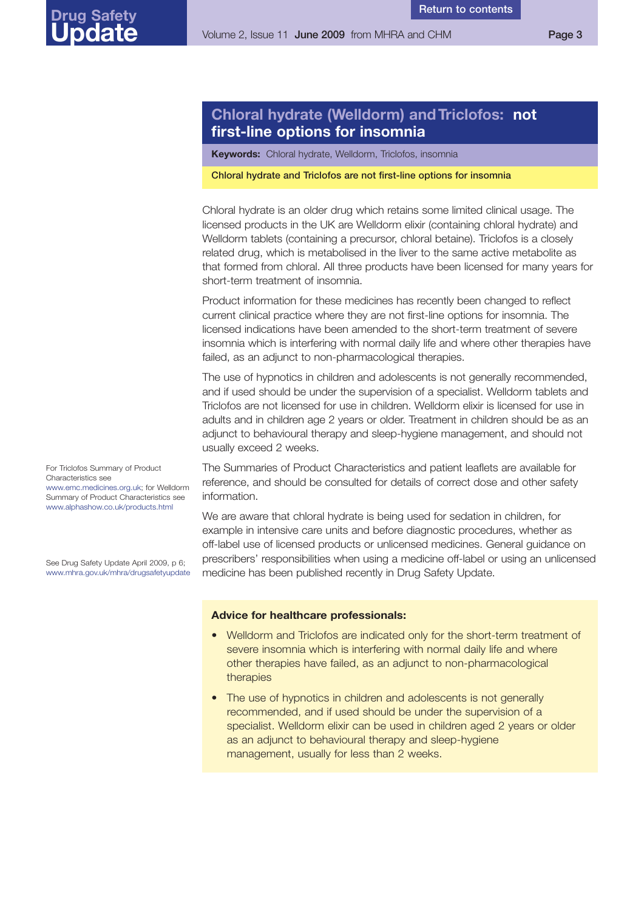## Chloral hydrate (Welldorm) and Triclofos: not first-line options for insomnia

**Keywords:** Chloral hydrate, Welldorm, Triclofos, insomnia

**Chloral hydrate and Triclofos are not first-line options for insomnia**

Chloral hydrate is an older drug which retains some limited clinical usage. The licensed products in the UK are Welldorm elixir (containing chloral hydrate) and Welldorm tablets (containing a precursor, chloral betaine). Triclofos is a closely related drug, which is metabolised in the liver to the same active metabolite as that formed from chloral. All three products have been licensed for many years for short-term treatment of insomnia.

Product information for these medicines has recently been changed to reflect current clinical practice where they are not first-line options for insomnia. The licensed indications have been amended to the short-term treatment of severe insomnia which is interfering with normal daily life and where other therapies have failed, as an adjunct to non-pharmacological therapies.

The use of hypnotics in children and adolescents is not generally recommended, and if used should be under the supervision of a specialist. Welldorm tablets and Triclofos are not licensed for use in children. Welldorm elixir is licensed for use in adults and in children age 2 years or older. Treatment in children should be as an adjunct to behavioural therapy and sleep-hygiene management, and should not usually exceed 2 weeks.

For Triclofos Summary of Product Characteristics see www.emc.medicines.org.uk; for Welldorm Summary of Product Characteristics see www.alphashow.co.uk/products.html

The Summaries of Product Characteristics and patient leaflets are available for reference, and should be consulted for details of correct dose and other safety information.

See Drug Safety Update April 2009, p 6; www.mhra.gov.uk/mhra/drugsafetyupdate

We are aware that chloral hydrate is being used for sedation in children, for example in intensive care units and before diagnostic procedures, whether as off-label use of licensed products or unlicensed medicines. General guidance on prescribers' responsibilities when using a medicine off-label or using an unlicensed medicine has been published recently in Drug Safety Update.

**Advice for healthcare professionals:**

- Welldorm and Triclofos are indicated only for the short-term treatment of severe insomnia which is interfering with normal daily life and where other therapies have failed, as an adjunct to non-pharmacological therapies
- The use of hypnotics in children and adolescents is not generally recommended, and if used should be under the supervision of a specialist. Welldorm elixir can be used in children aged 2 years or older as an adjunct to behavioural therapy and sleep-hygiene management, usually for less than 2 weeks.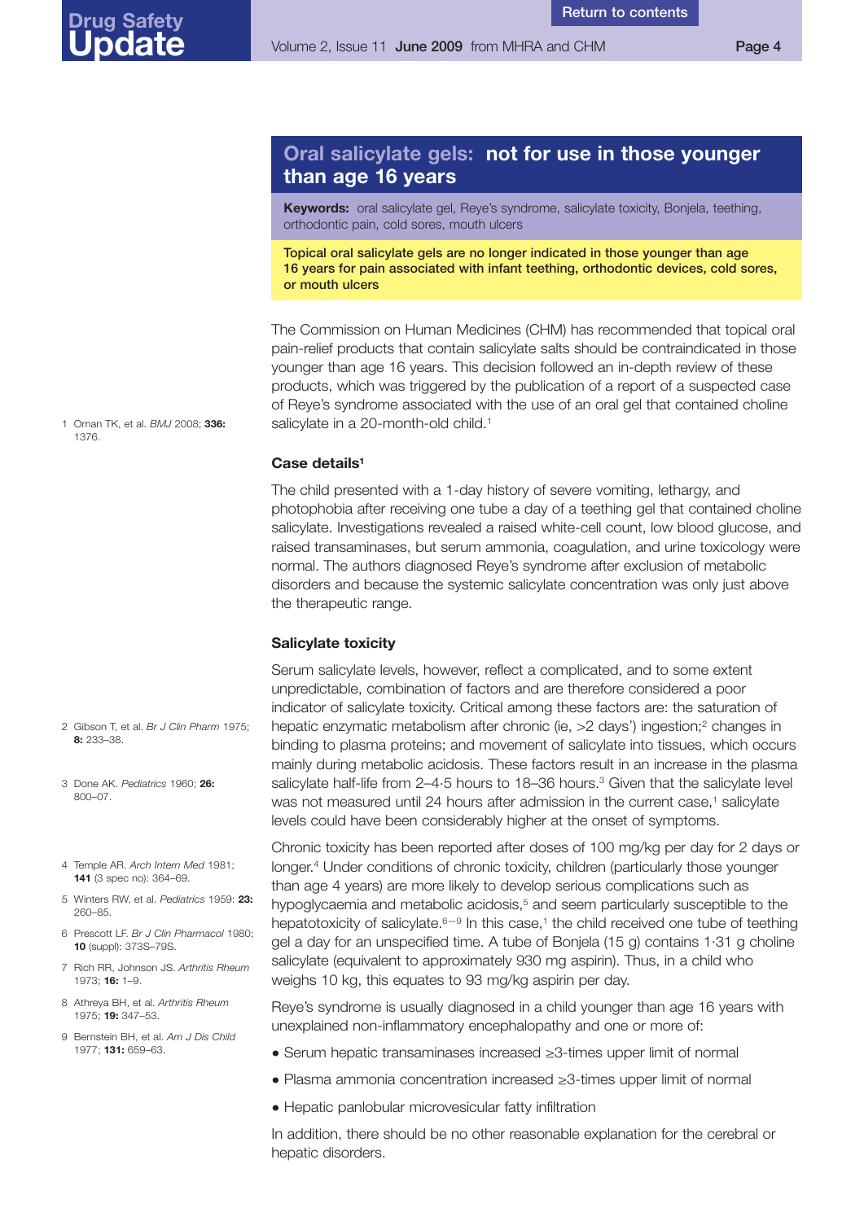## Oral salicylate gels: not for use in those younger than age 16 years

**Keywords:** oral salicylate gel, Reye's syndrome, salicylate toxicity, Bonjela, teething, orthodontic pain, cold sores, mouth ulcers

**Topical oral salicylate gels are no longer indicated in those younger than age 16 years for pain associated with infant teething, orthodontic devices, cold sores, or mouth ulcers**

The Commission on Human Medicines (CHM) has recommended that topical oral pain-relief products that contain salicylate salts should be contraindicated in those younger than age 16 years. This decision followed an in-depth review of these products, which was triggered by the publication of a report of a suspected case of Reye's syndrome associated with the use of an oral gel that contained choline salicylate in a 20-month-old child.[1]

### Case details[1]

The child presented with a 1-day history of severe vomiting, lethargy, and photophobia after receiving one tube a day of a teething gel that contained choline salicylate. Investigations revealed a raised white-cell count, low blood glucose, and raised transaminases, but serum ammonia, coagulation, and urine toxicology were normal. The authors diagnosed Reye's syndrome after exclusion of metabolic disorders and because the systemic salicylate concentration was only just above the therapeutic range.

### Salicylate toxicity

Serum salicylate levels, however, reflect a complicated, and to some extent unpredictable, combination of factors and are therefore considered a poor indicator of salicylate toxicity. Critical among these factors are: the saturation of hepatic enzymatic metabolism after chronic (ie, >2 days') ingestion;[2] changes in binding to plasma proteins; and movement of salicylate into tissues, which occurs mainly during metabolic acidosis. These factors result in an increase in the plasma salicylate half-life from 2–4·5 hours to 18–36 hours.[3] Given that the salicylate level was not measured until 24 hours after admission in the current case,[1] salicylate levels could have been considerably higher at the onset of symptoms.

Chronic toxicity has been reported after doses of 100 mg/kg per day for 2 days or longer.[4] Under conditions of chronic toxicity, children (particularly those younger than age 4 years) are more likely to develop serious complications such as hypoglycaemia and metabolic acidosis,[5] and seem particularly susceptible to the hepatotoxicity of salicylate.[6–9] In this case,[1] the child received one tube of teething gel a day for an unspecified time. A tube of Bonjela (15 g) contains 1·31 g choline salicylate (equivalent to approximately 930 mg aspirin). Thus, in a child who weighs 10 kg, this equates to 93 mg/kg aspirin per day.

Reye's syndrome is usually diagnosed in a child younger than age 16 years with unexplained non-inflammatory encephalopathy and one or more of:

- Serum hepatic transaminases increased ≥3-times upper limit of normal
- Plasma ammonia concentration increased ≥3-times upper limit of normal
- Hepatic panlobular microvesicular fatty infiltration

In addition, there should be no other reasonable explanation for the cerebral or hepatic disorders.

1 Oman TK, et al. *BMJ* 2008; **336:** 1376.

2 Gibson T, et al. *Br J Clin Pharm* 1975; **8:** 233–38.

3 Done AK. *Pediatrics* 1960; **26:** 800–07.

4 Temple AR. *Arch Intern Med* 1981; **141** (3 spec no): 364–69.

5 Winters RW, et al. *Pediatrics* 1959: **23:** 260–85.

6 Prescott LF. *Br J Clin Pharmacol* 1980; **10** (suppl): 373S–79S.

7 Rich RR, Johnson JS. *Arthritis Rheum* 1973; **16:** 1–9.

8 Athreya BH, et al. *Arthritis Rheum* 1975; **19:** 347–53.

9 Bernstein BH, et al. *Am J Dis Child* 1977; **131:** 659–63.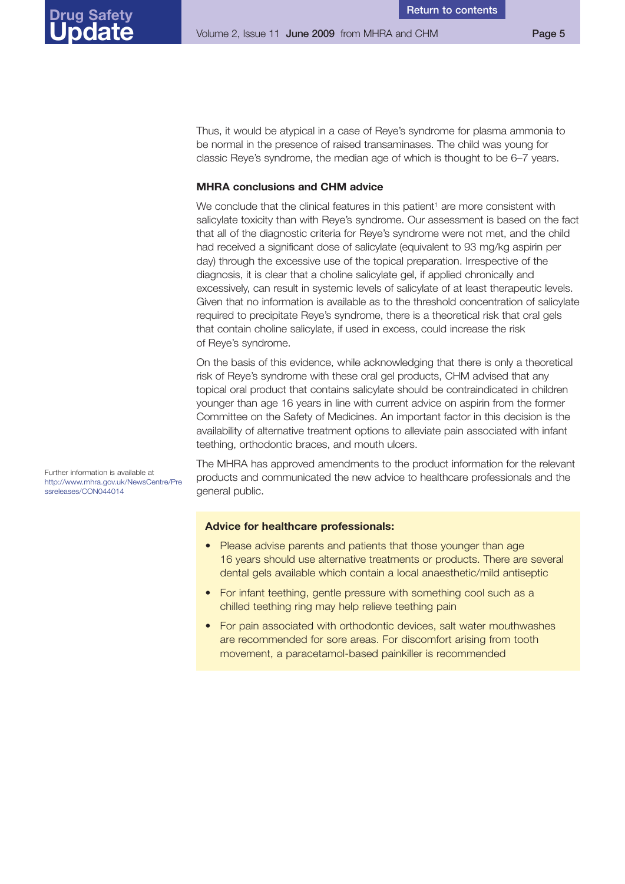Thus, it would be atypical in a case of Reye's syndrome for plasma ammonia to be normal in the presence of raised transaminases. The child was young for classic Reye's syndrome, the median age of which is thought to be 6–7 years.

**MHRA conclusions and CHM advice**

We conclude that the clinical features in this patient[1] are more consistent with salicylate toxicity than with Reye's syndrome. Our assessment is based on the fact that all of the diagnostic criteria for Reye's syndrome were not met, and the child had received a significant dose of salicylate (equivalent to 93 mg/kg aspirin per day) through the excessive use of the topical preparation. Irrespective of the diagnosis, it is clear that a choline salicylate gel, if applied chronically and excessively, can result in systemic levels of salicylate of at least therapeutic levels. Given that no information is available as to the threshold concentration of salicylate required to precipitate Reye's syndrome, there is a theoretical risk that oral gels that contain choline salicylate, if used in excess, could increase the risk of Reye's syndrome.

On the basis of this evidence, while acknowledging that there is only a theoretical risk of Reye's syndrome with these oral gel products, CHM advised that any topical oral product that contains salicylate should be contraindicated in children younger than age 16 years in line with current advice on aspirin from the former Committee on the Safety of Medicines. An important factor in this decision is the availability of alternative treatment options to alleviate pain associated with infant teething, orthodontic braces, and mouth ulcers.

The MHRA has approved amendments to the product information for the relevant products and communicated the new advice to healthcare professionals and the general public.

Further information is available at http://www.mhra.gov.uk/NewsCentre/Pressreleases/CON044014

**Advice for healthcare professionals:**

- Please advise parents and patients that those younger than age 16 years should use alternative treatments or products. There are several dental gels available which contain a local anaesthetic/mild antiseptic
- For infant teething, gentle pressure with something cool such as a chilled teething ring may help relieve teething pain
- For pain associated with orthodontic devices, salt water mouthwashes are recommended for sore areas. For discomfort arising from tooth movement, a paracetamol-based painkiller is recommended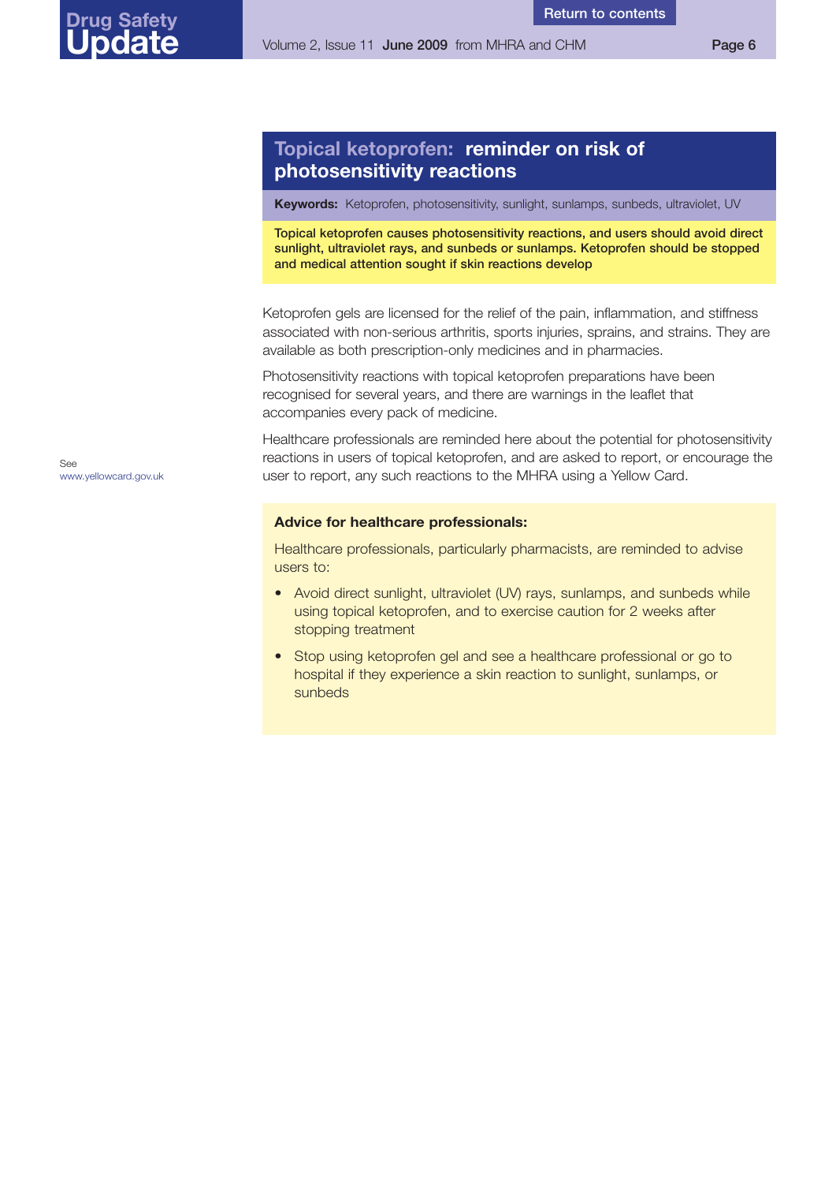# Topical ketoprofen: reminder on risk of photosensitivity reactions

**Keywords:** Ketoprofen, photosensitivity, sunlight, sunlamps, sunbeds, ultraviolet, UV

**Topical ketoprofen causes photosensitivity reactions, and users should avoid direct sunlight, ultraviolet rays, and sunbeds or sunlamps. Ketoprofen should be stopped and medical attention sought if skin reactions develop**

Ketoprofen gels are licensed for the relief of the pain, inflammation, and stiffness associated with non-serious arthritis, sports injuries, sprains, and strains. They are available as both prescription-only medicines and in pharmacies.

Photosensitivity reactions with topical ketoprofen preparations have been recognised for several years, and there are warnings in the leaflet that accompanies every pack of medicine.

Healthcare professionals are reminded here about the potential for photosensitivity reactions in users of topical ketoprofen, and are asked to report, or encourage the user to report, any such reactions to the MHRA using a Yellow Card.

See www.yellowcard.gov.uk

**Advice for healthcare professionals:**

Healthcare professionals, particularly pharmacists, are reminded to advise users to:

- Avoid direct sunlight, ultraviolet (UV) rays, sunlamps, and sunbeds while using topical ketoprofen, and to exercise caution for 2 weeks after stopping treatment
- Stop using ketoprofen gel and see a healthcare professional or go to hospital if they experience a skin reaction to sunlight, sunlamps, or sunbeds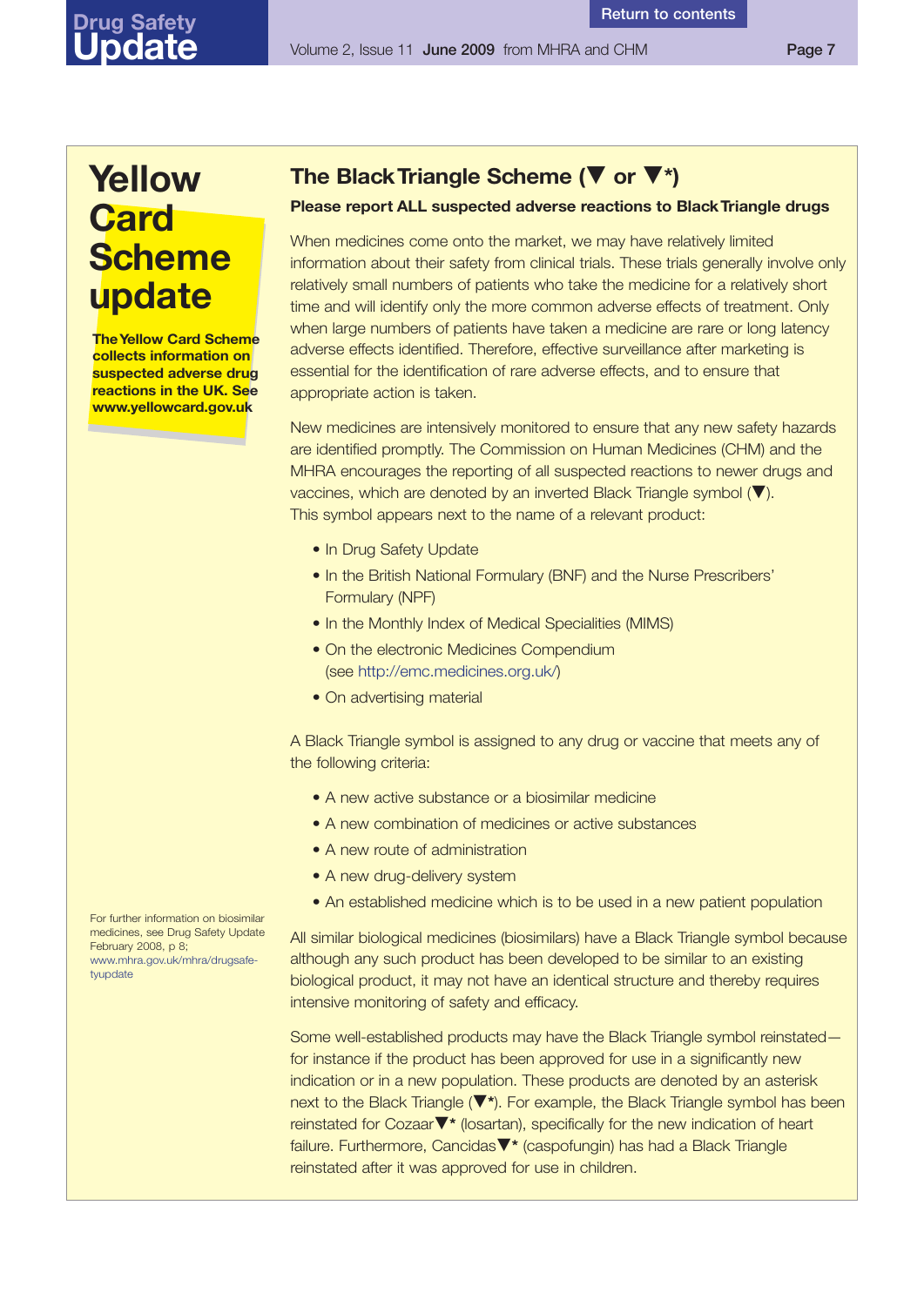# Yellow Card Scheme update

**The Yellow Card Scheme collects information on suspected adverse drug reactions in the UK. See www.yellowcard.gov.uk**

## The Black Triangle Scheme (▼ or ▼*)

**Please report ALL suspected adverse reactions to Black Triangle drugs**

When medicines come onto the market, we may have relatively limited information about their safety from clinical trials. These trials generally involve only relatively small numbers of patients who take the medicine for a relatively short time and will identify only the more common adverse effects of treatment. Only when large numbers of patients have taken a medicine are rare or long latency adverse effects identified. Therefore, effective surveillance after marketing is essential for the identification of rare adverse effects, and to ensure that appropriate action is taken.

New medicines are intensively monitored to ensure that any new safety hazards are identified promptly. The Commission on Human Medicines (CHM) and the MHRA encourages the reporting of all suspected reactions to newer drugs and vaccines, which are denoted by an inverted Black Triangle symbol (▼). This symbol appears next to the name of a relevant product:

- In Drug Safety Update
- In the British National Formulary (BNF) and the Nurse Prescribers' Formulary (NPF)
- In the Monthly Index of Medical Specialities (MIMS)
- On the electronic Medicines Compendium (see http://emc.medicines.org.uk/)
- On advertising material

A Black Triangle symbol is assigned to any drug or vaccine that meets any of the following criteria:

- A new active substance or a biosimilar medicine
- A new combination of medicines or active substances
- A new route of administration
- A new drug-delivery system
- An established medicine which is to be used in a new patient population

For further information on biosimilar medicines, see Drug Safety Update February 2008, p 8; www.mhra.gov.uk/mhra/drugsafetyupdate

All similar biological medicines (biosimilars) have a Black Triangle symbol because although any such product has been developed to be similar to an existing biological product, it may not have an identical structure and thereby requires intensive monitoring of safety and efficacy.

Some well-established products may have the Black Triangle symbol reinstated—for instance if the product has been approved for use in a significantly new indication or in a new population. These products are denoted by an asterisk next to the Black Triangle (▼*). For example, the Black Triangle symbol has been reinstated for Cozaar▼* (losartan), specifically for the new indication of heart failure. Furthermore, Cancidas▼* (caspofungin) has had a Black Triangle reinstated after it was approved for use in children.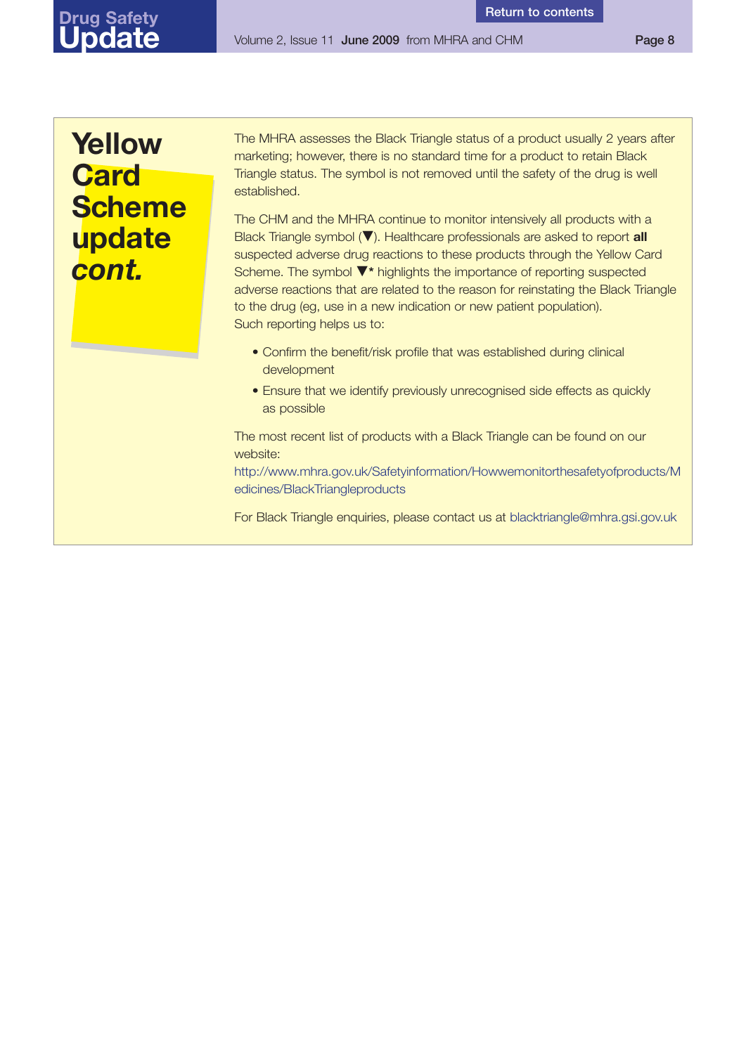# Yellow Card Scheme update *cont.*

The MHRA assesses the Black Triangle status of a product usually 2 years after marketing; however, there is no standard time for a product to retain Black Triangle status. The symbol is not removed until the safety of the drug is well established.

The CHM and the MHRA continue to monitor intensively all products with a Black Triangle symbol (▼). Healthcare professionals are asked to report **all** suspected adverse drug reactions to these products through the Yellow Card Scheme. The symbol ▼* highlights the importance of reporting suspected adverse reactions that are related to the reason for reinstating the Black Triangle to the drug (eg, use in a new indication or new patient population). Such reporting helps us to:

- Confirm the benefit/risk profile that was established during clinical development
- Ensure that we identify previously unrecognised side effects as quickly as possible

The most recent list of products with a Black Triangle can be found on our website: http://www.mhra.gov.uk/Safetyinformation/Howwemonitorthesafetyofproducts/Medicines/BlackTriangleproducts

For Black Triangle enquiries, please contact us at blacktriangle@mhra.gsi.gov.uk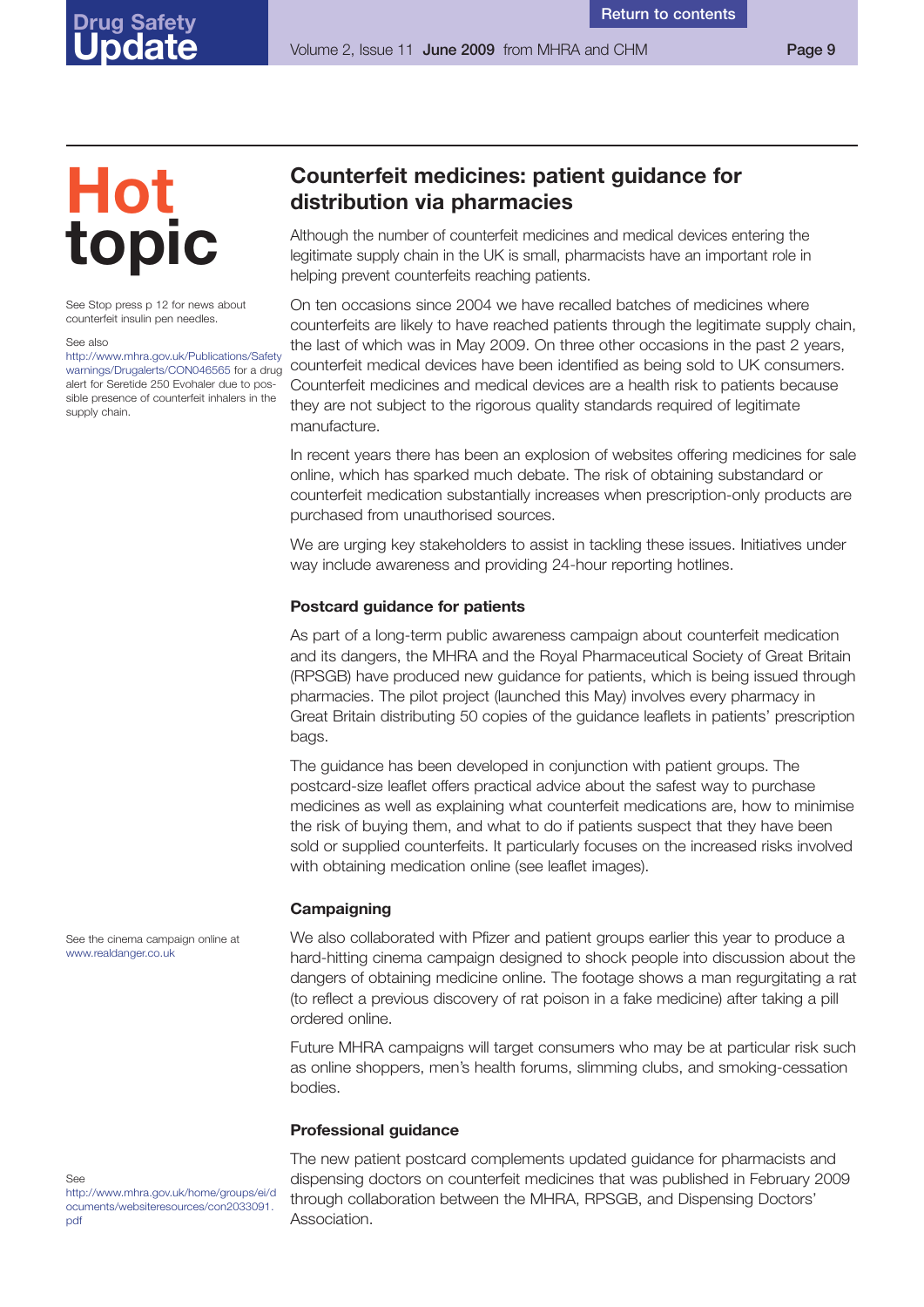# Hot topic

See Stop press p 12 for news about counterfeit insulin pen needles.

See also http://www.mhra.gov.uk/Publications/Safetywarnings/Drugalerts/CON046565 for a drug alert for Seretide 250 Evohaler due to possible presence of counterfeit inhalers in the supply chain.

## Counterfeit medicines: patient guidance for distribution via pharmacies

Although the number of counterfeit medicines and medical devices entering the legitimate supply chain in the UK is small, pharmacists have an important role in helping prevent counterfeits reaching patients.

On ten occasions since 2004 we have recalled batches of medicines where counterfeits are likely to have reached patients through the legitimate supply chain, the last of which was in May 2009. On three other occasions in the past 2 years, counterfeit medical devices have been identified as being sold to UK consumers. Counterfeit medicines and medical devices are a health risk to patients because they are not subject to the rigorous quality standards required of legitimate manufacture.

In recent years there has been an explosion of websites offering medicines for sale online, which has sparked much debate. The risk of obtaining substandard or counterfeit medication substantially increases when prescription-only products are purchased from unauthorised sources.

We are urging key stakeholders to assist in tackling these issues. Initiatives under way include awareness and providing 24-hour reporting hotlines.

### Postcard guidance for patients

As part of a long-term public awareness campaign about counterfeit medication and its dangers, the MHRA and the Royal Pharmaceutical Society of Great Britain (RPSGB) have produced new guidance for patients, which is being issued through pharmacies. The pilot project (launched this May) involves every pharmacy in Great Britain distributing 50 copies of the guidance leaflets in patients' prescription bags.

The guidance has been developed in conjunction with patient groups. The postcard-size leaflet offers practical advice about the safest way to purchase medicines as well as explaining what counterfeit medications are, how to minimise the risk of buying them, and what to do if patients suspect that they have been sold or supplied counterfeits. It particularly focuses on the increased risks involved with obtaining medication online (see leaflet images).

### Campaigning

See the cinema campaign online at www.realdanger.co.uk

We also collaborated with Pfizer and patient groups earlier this year to produce a hard-hitting cinema campaign designed to shock people into discussion about the dangers of obtaining medicine online. The footage shows a man regurgitating a rat (to reflect a previous discovery of rat poison in a fake medicine) after taking a pill ordered online.

Future MHRA campaigns will target consumers who may be at particular risk such as online shoppers, men's health forums, slimming clubs, and smoking-cessation bodies.

### Professional guidance

See http://www.mhra.gov.uk/home/groups/ei/documents/websiteresources/con2033091.pdf

The new patient postcard complements updated guidance for pharmacists and dispensing doctors on counterfeit medicines that was published in February 2009 through collaboration between the MHRA, RPSGB, and Dispensing Doctors' Association.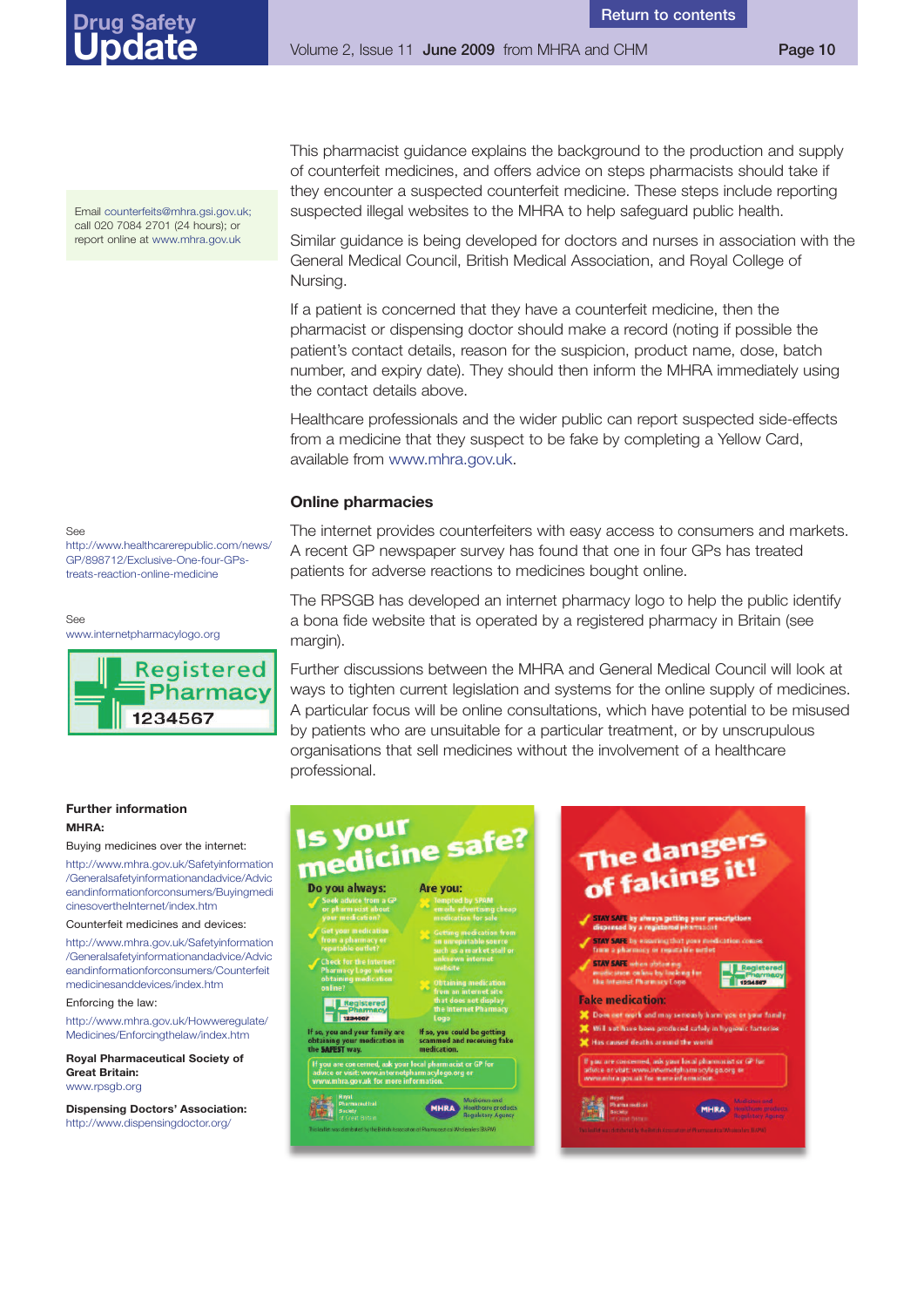This pharmacist guidance explains the background to the production and supply of counterfeit medicines, and offers advice on steps pharmacists should take if they encounter a suspected counterfeit medicine. These steps include reporting suspected illegal websites to the MHRA to help safeguard public health.

Email counterfeits@mhra.gsi.gov.uk; call 020 7084 2701 (24 hours); or report online at www.mhra.gov.uk

Similar guidance is being developed for doctors and nurses in association with the General Medical Council, British Medical Association, and Royal College of Nursing.

If a patient is concerned that they have a counterfeit medicine, then the pharmacist or dispensing doctor should make a record (noting if possible the patient's contact details, reason for the suspicion, product name, dose, batch number, and expiry date). They should then inform the MHRA immediately using the contact details above.

Healthcare professionals and the wider public can report suspected side-effects from a medicine that they suspect to be fake by completing a Yellow Card, available from www.mhra.gov.uk.

### Online pharmacies

The internet provides counterfeiters with easy access to consumers and markets. A recent GP newspaper survey has found that one in four GPs has treated patients for adverse reactions to medicines bought online.

See http://www.healthcarerepublic.com/news/GP/898712/Exclusive-One-four-GPs-treats-reaction-online-medicine

The RPSGB has developed an internet pharmacy logo to help the public identify a bona fide website that is operated by a registered pharmacy in Britain (see margin).

See www.internetpharmacylogo.org

Registered Pharmacy 1234567

Further discussions between the MHRA and General Medical Council will look at ways to tighten current legislation and systems for the online supply of medicines. A particular focus will be online consultations, which have potential to be misused by patients who are unsuitable for a particular treatment, or by unscrupulous organisations that sell medicines without the involvement of a healthcare professional.

**Further information**

**MHRA:**

Buying medicines over the internet:
http://www.mhra.gov.uk/Safetyinformation/Generalsafetyinformationandadvice/Adviceandinformationforconsumers/BuyingmedicinesovertheInternet/index.htm

Counterfeit medicines and devices:
http://www.mhra.gov.uk/Safetyinformation/Generalsafetyinformationandadvice/Adviceandinformationforconsumers/Counterfeitmedicinesanddevices/index.htm

Enforcing the law:
http://www.mhra.gov.uk/Howweregulate/Medicines/Enforcingthelaw/index.htm

**Royal Pharmaceutical Society of Great Britain:**
www.rpsgb.org

**Dispensing Doctors' Association:**
http://www.dispensingdoctor.org/

**Is your medicine safe?**

**Do you always:**
- Seek advice from a GP or pharmacist about your medication?
- Get your medication from a pharmacy or reputable outlet?
- Check for the internet Pharmacy Logo when obtaining medication online?

If so, you and your family are obtaining your medication in the SAFEST way.

**Are you:**
- Tempted by SPAM emails advertising cheap medication for sale
- Getting medication from an unreputable source such as a market stall or unknown internet website
- Obtaining medication from an internet site that does not display the internet Pharmacy Logo

If so, you could be getting scammed and receiving fake medication.

If you are concerned, ask your local pharmacist or GP for advice or visit: www.internetpharmacylogo.org or www.mhra.gov.uk for more information.

**The dangers of faking it!**

- STAY SAFE by always getting your prescriptions dispensed by a registered pharmacist
- STAY SAFE by ensuring that your medication comes from a pharmacy or reputable outlet
- STAY SAFE when obtaining medication online by looking for the internet Pharmacy Logo

**Fake medication:**
- Does not work and may seriously harm you or your family
- Will not have been produced safely in hygienic factories
- Has caused deaths around the world

If you are concerned, ask your local pharmacist or GP for advice or visit: www.internetpharmacylogo.org or www.mhra.gov.uk for more information.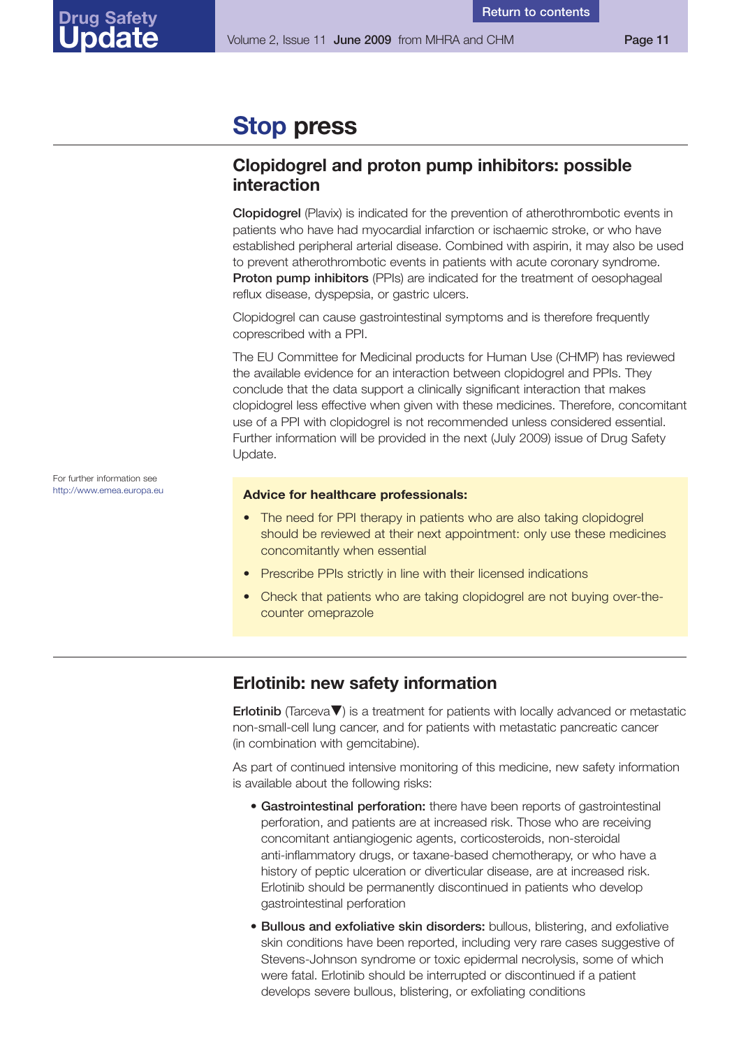# Stop press

## Clopidogrel and proton pump inhibitors: possible interaction

**Clopidogrel** (Plavix) is indicated for the prevention of atherothrombotic events in patients who have had myocardial infarction or ischaemic stroke, or who have established peripheral arterial disease. Combined with aspirin, it may also be used to prevent atherothrombotic events in patients with acute coronary syndrome. **Proton pump inhibitors** (PPIs) are indicated for the treatment of oesophageal reflux disease, dyspepsia, or gastric ulcers.

Clopidogrel can cause gastrointestinal symptoms and is therefore frequently coprescribed with a PPI.

The EU Committee for Medicinal products for Human Use (CHMP) has reviewed the available evidence for an interaction between clopidogrel and PPIs. They conclude that the data support a clinically significant interaction that makes clopidogrel less effective when given with these medicines. Therefore, concomitant use of a PPI with clopidogrel is not recommended unless considered essential. Further information will be provided in the next (July 2009) issue of Drug Safety Update.

For further information see http://www.emea.europa.eu

**Advice for healthcare professionals:**

- The need for PPI therapy in patients who are also taking clopidogrel should be reviewed at their next appointment: only use these medicines concomitantly when essential
- Prescribe PPIs strictly in line with their licensed indications
- Check that patients who are taking clopidogrel are not buying over-the-counter omeprazole

## Erlotinib: new safety information

**Erlotinib** (Tarceva▼) is a treatment for patients with locally advanced or metastatic non-small-cell lung cancer, and for patients with metastatic pancreatic cancer (in combination with gemcitabine).

As part of continued intensive monitoring of this medicine, new safety information is available about the following risks:

- **Gastrointestinal perforation:** there have been reports of gastrointestinal perforation, and patients are at increased risk. Those who are receiving concomitant antiangiogenic agents, corticosteroids, non-steroidal anti-inflammatory drugs, or taxane-based chemotherapy, or who have a history of peptic ulceration or diverticular disease, are at increased risk. Erlotinib should be permanently discontinued in patients who develop gastrointestinal perforation
- **Bullous and exfoliative skin disorders:** bullous, blistering, and exfoliative skin conditions have been reported, including very rare cases suggestive of Stevens-Johnson syndrome or toxic epidermal necrolysis, some of which were fatal. Erlotinib should be interrupted or discontinued if a patient develops severe bullous, blistering, or exfoliating conditions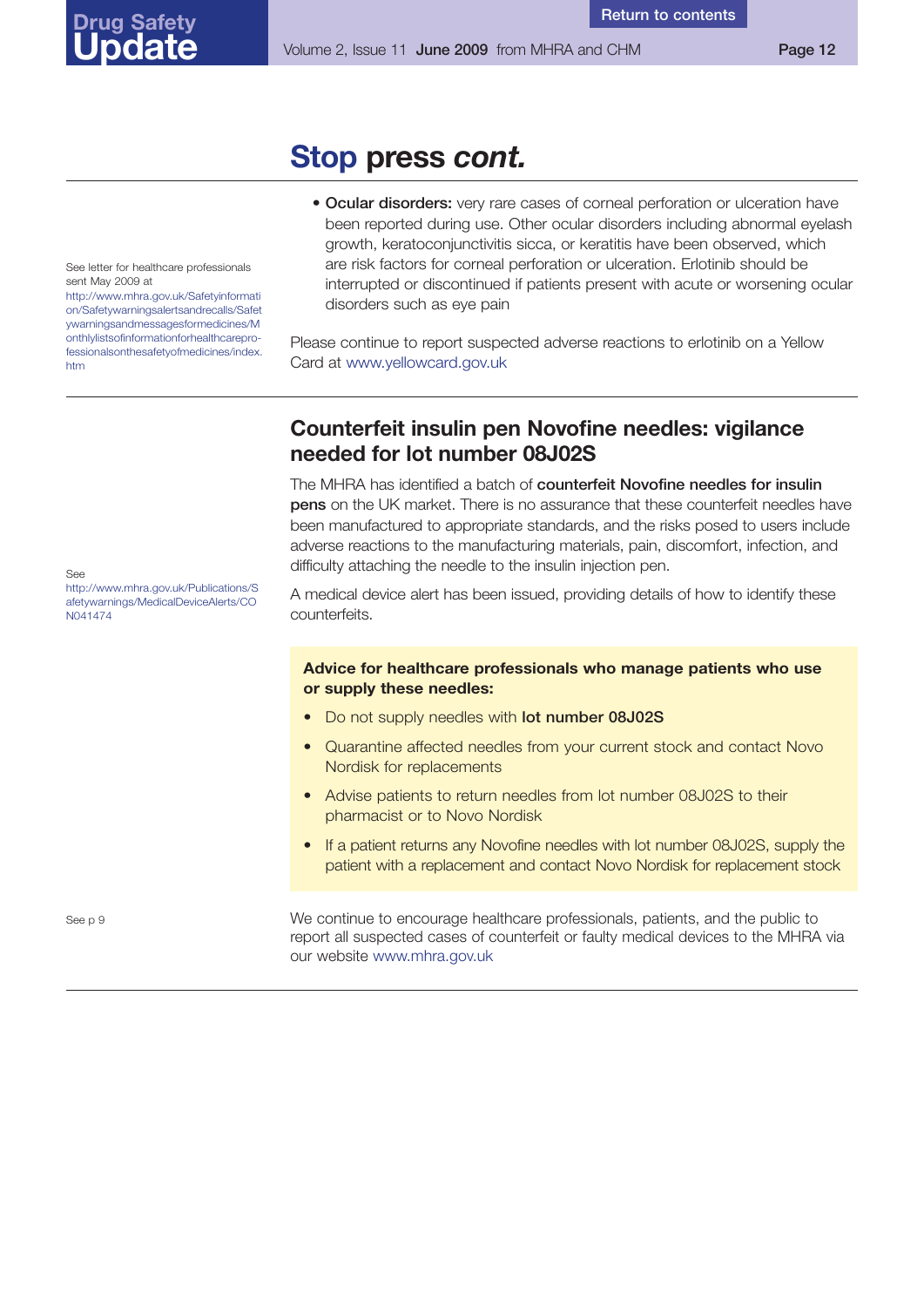# Stop press *cont.*

See letter for healthcare professionals sent May 2009 at http://www.mhra.gov.uk/Safetyinformation/Safetywarningsalertsandrecalls/Safetywarningsandmessagesformedicines/Monthlylistsofinformationforhealthcare-professionalsonthesafetyofmedicines/index.htm

- **Ocular disorders:** very rare cases of corneal perforation or ulceration have been reported during use. Other ocular disorders including abnormal eyelash growth, keratoconjunctivitis sicca, or keratitis have been observed, which are risk factors for corneal perforation or ulceration. Erlotinib should be interrupted or discontinued if patients present with acute or worsening ocular disorders such as eye pain

Please continue to report suspected adverse reactions to erlotinib on a Yellow Card at www.yellowcard.gov.uk

## Counterfeit insulin pen Novofine needles: vigilance needed for lot number 08J02S

The MHRA has identified a batch of **counterfeit Novofine needles for insulin pens** on the UK market. There is no assurance that these counterfeit needles have been manufactured to appropriate standards, and the risks posed to users include adverse reactions to the manufacturing materials, pain, discomfort, infection, and difficulty attaching the needle to the insulin injection pen.

See http://www.mhra.gov.uk/Publications/Safetywarnings/MedicalDeviceAlerts/CON041474

A medical device alert has been issued, providing details of how to identify these counterfeits.

**Advice for healthcare professionals who manage patients who use or supply these needles:**

- Do not supply needles with **lot number 08J02S**
- Quarantine affected needles from your current stock and contact Novo Nordisk for replacements
- Advise patients to return needles from lot number 08J02S to their pharmacist or to Novo Nordisk
- If a patient returns any Novofine needles with lot number 08J02S, supply the patient with a replacement and contact Novo Nordisk for replacement stock

See p 9

We continue to encourage healthcare professionals, patients, and the public to report all suspected cases of counterfeit or faulty medical devices to the MHRA via our website www.mhra.gov.uk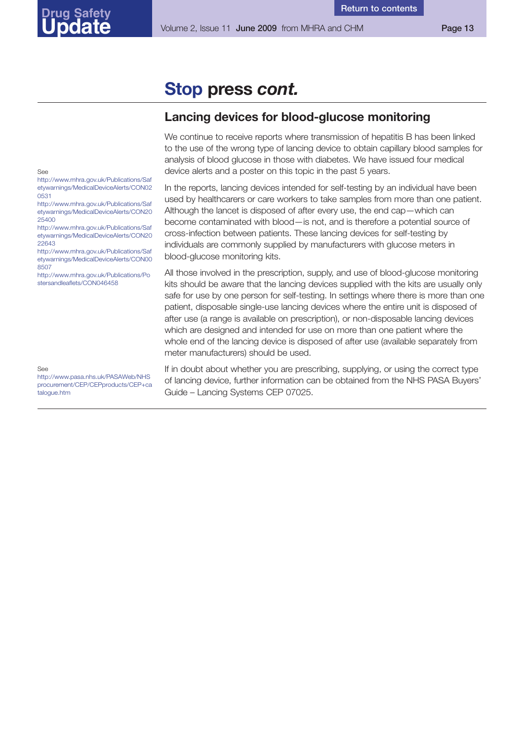# Stop press *cont.*

## Lancing devices for blood-glucose monitoring

See
http://www.mhra.gov.uk/Publications/Safetywarnings/MedicalDeviceAlerts/CON020531
http://www.mhra.gov.uk/Publications/Safetywarnings/MedicalDeviceAlerts/CON2025400
http://www.mhra.gov.uk/Publications/Safetywarnings/MedicalDeviceAlerts/CON2022643
http://www.mhra.gov.uk/Publications/Safetywarnings/MedicalDeviceAlerts/CON008507
http://www.mhra.gov.uk/Publications/Postersandleaflets/CON046458

We continue to receive reports where transmission of hepatitis B has been linked to the use of the wrong type of lancing device to obtain capillary blood samples for analysis of blood glucose in those with diabetes. We have issued four medical device alerts and a poster on this topic in the past 5 years.

In the reports, lancing devices intended for self-testing by an individual have been used by healthcarers or care workers to take samples from more than one patient. Although the lancet is disposed of after every use, the end cap—which can become contaminated with blood—is not, and is therefore a potential source of cross-infection between patients. These lancing devices for self-testing by individuals are commonly supplied by manufacturers with glucose meters in blood-glucose monitoring kits.

All those involved in the prescription, supply, and use of blood-glucose monitoring kits should be aware that the lancing devices supplied with the kits are usually only safe for use by one person for self-testing. In settings where there is more than one patient, disposable single-use lancing devices where the entire unit is disposed of after use (a range is available on prescription), or non-disposable lancing devices which are designed and intended for use on more than one patient where the whole end of the lancing device is disposed of after use (available separately from meter manufacturers) should be used.

See
http://www.pasa.nhs.uk/PASAWeb/NHSprocurement/CEP/CEPproducts/CEP+catalogue.htm

If in doubt about whether you are prescribing, supplying, or using the correct type of lancing device, further information can be obtained from the NHS PASA Buyers' Guide – Lancing Systems CEP 07025.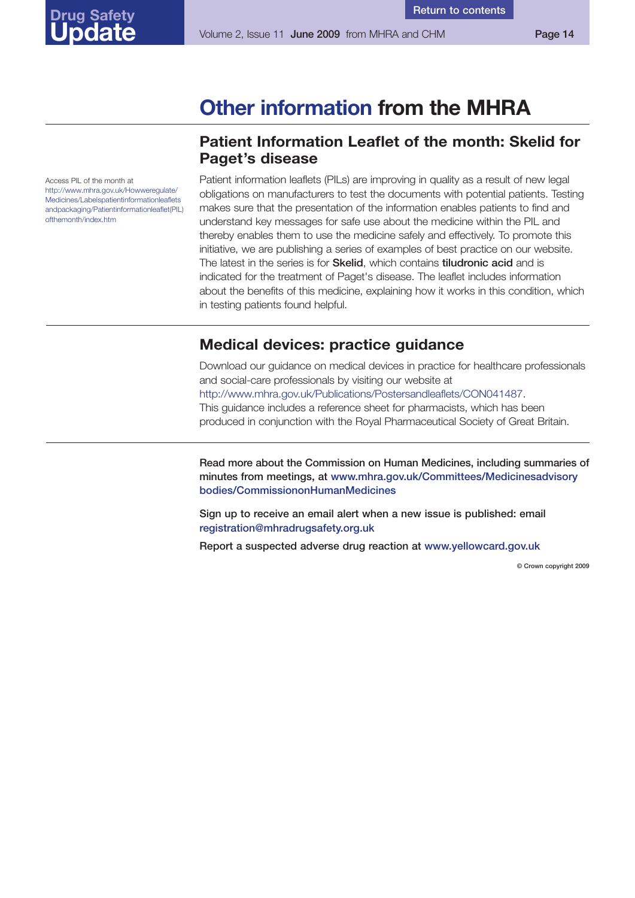# Other information from the MHRA

## Patient Information Leaflet of the month: Skelid for Paget's disease

Access PIL of the month at http://www.mhra.gov.uk/Howweregulate/Medicines/Labelspatientinformationleafletsandpackaging/Patientinformationleaflet(PIL)ofthemonth/index.htm

Patient information leaflets (PILs) are improving in quality as a result of new legal obligations on manufacturers to test the documents with potential patients. Testing makes sure that the presentation of the information enables patients to find and understand key messages for safe use about the medicine within the PIL and thereby enables them to use the medicine safely and effectively. To promote this initiative, we are publishing a series of examples of best practice on our website. The latest in the series is for **Skelid**, which contains **tiludronic acid** and is indicated for the treatment of Paget's disease. The leaflet includes information about the benefits of this medicine, explaining how it works in this condition, which in testing patients found helpful.

## Medical devices: practice guidance

Download our guidance on medical devices in practice for healthcare professionals and social-care professionals by visiting our website at http://www.mhra.gov.uk/Publications/Postersandleaflets/CON041487. This guidance includes a reference sheet for pharmacists, which has been produced in conjunction with the Royal Pharmaceutical Society of Great Britain.

**Read more about the Commission on Human Medicines, including summaries of minutes from meetings, at www.mhra.gov.uk/Committees/Medicinesadvisorybodies/CommissiononHumanMedicines**

**Sign up to receive an email alert when a new issue is published: email registration@mhradrugsafety.org.uk**

**Report a suspected adverse drug reaction at www.yellowcard.gov.uk**

© Crown copyright 2009